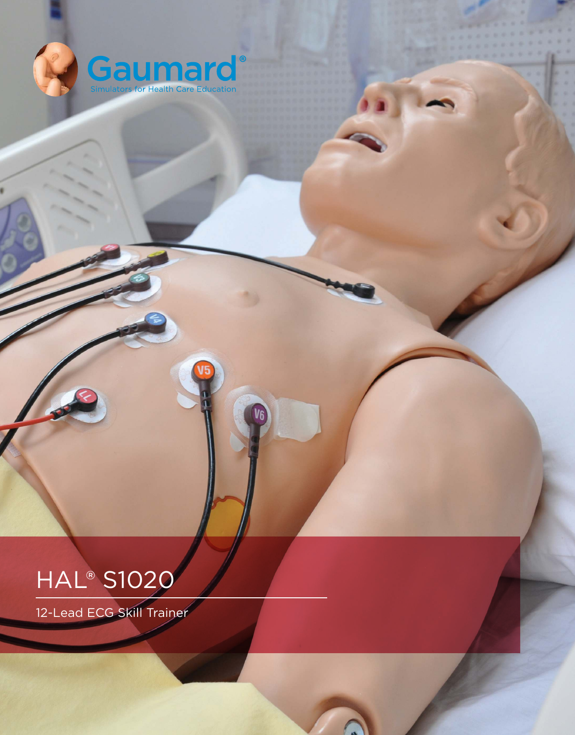Gaumard®

Simulators for Health Care Education

# HAL® S1020

12-Lead ECG Skill Trainer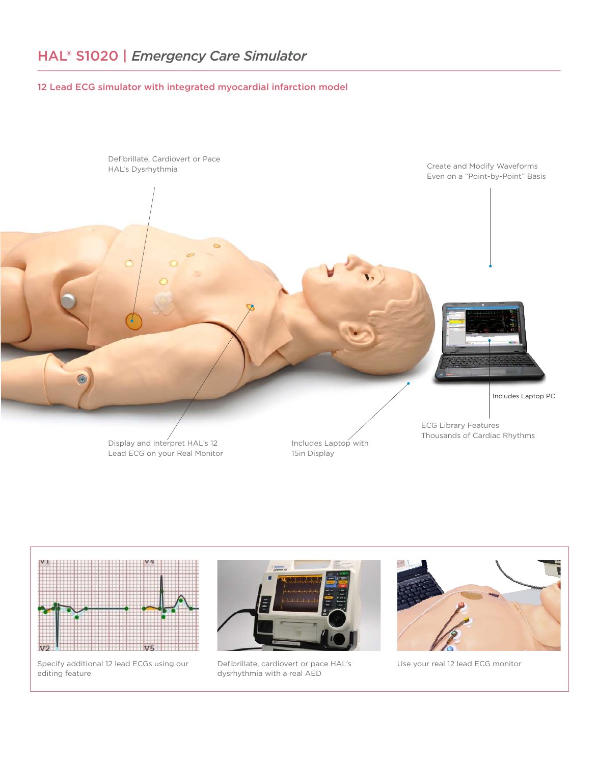# HAL® S1020 | *Emergency Care Simulator*

## 12 Lead ECG simulator with integrated myocardial infarction model

Defibrillate, Cardiovert or Pace HAL's Dysrhythmia

Create and Modify Waveforms Even on a "Point-by-Point" Basis

Includes Laptop PC

ECG Library Features Thousands of Cardiac Rhythms

Display and Interpret HAL's 12 Lead ECG on your Real Monitor

Includes Laptop with 15in Display

Specify additional 12 lead ECGs using our editing feature

Defibrillate, cardiovert or pace HAL's dysrhythmia with a real AED

Use your real 12 lead ECG monitor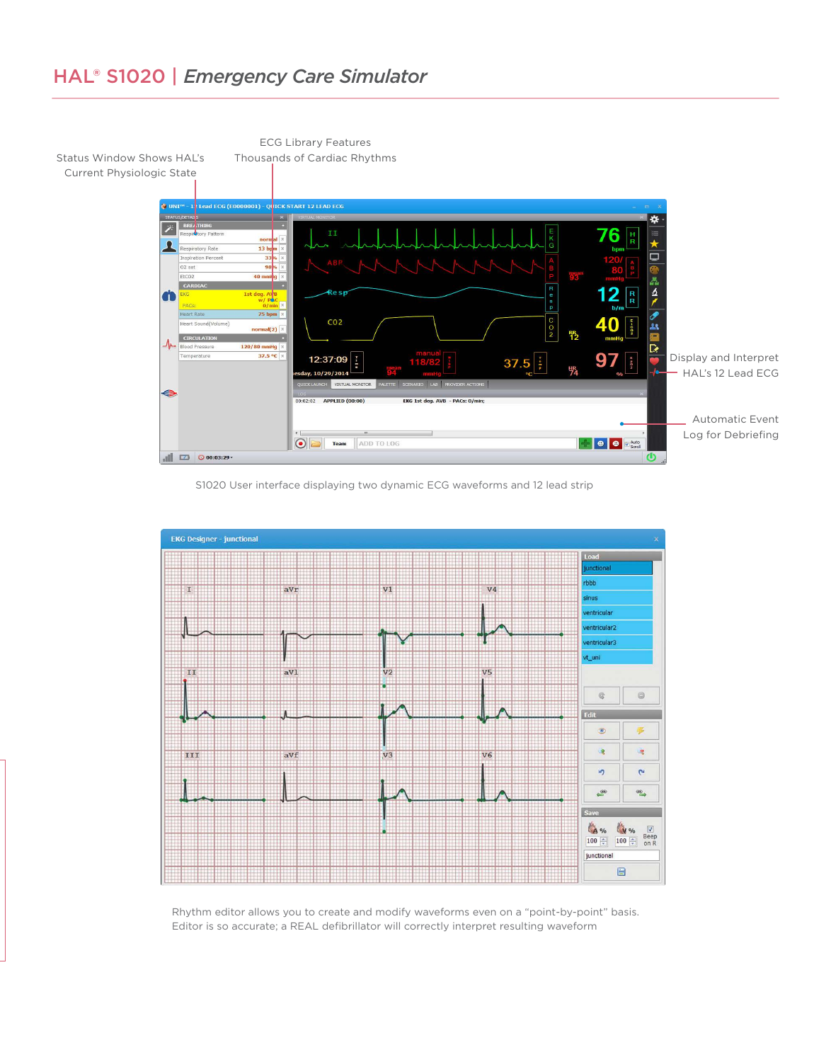# HAL® S1020 | *Emergency Care Simulator*

Status Window Shows HAL's Current Physiologic State

ECG Library Features Thousands of Cardiac Rhythms

Display and Interpret HAL's 12 Lead ECG

Automatic Event Log for Debriefing

S1020 User interface displaying two dynamic ECG waveforms and 12 lead strip

Rhythm editor allows you to create and modify waveforms even on a "point-by-point" basis. Editor is so accurate; a REAL defibrillator will correctly interpret resulting waveform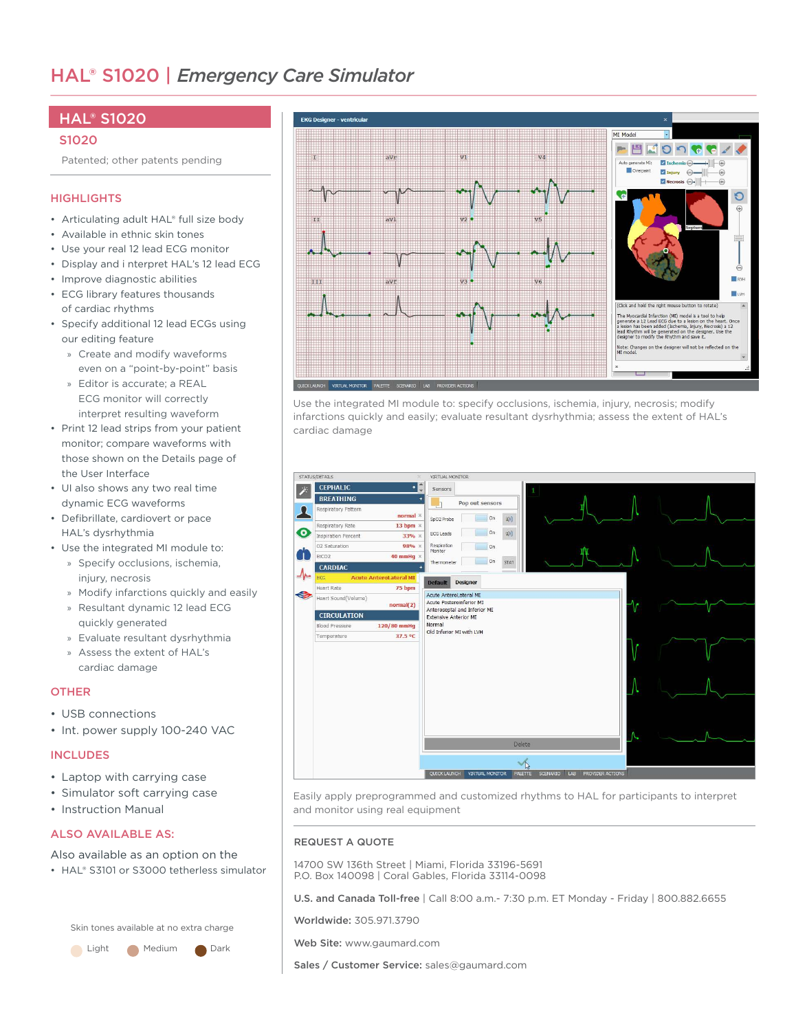# HAL® S1020 | *Emergency Care Simulator*

## HAL® S1020

### S1020

Patented; other patents pending

### HIGHLIGHTS

- Articulating adult HAL® full size body
- Available in ethnic skin tones
- Use your real 12 lead ECG monitor
- Display and i nterpret HAL's 12 lead ECG
- Improve diagnostic abilities
- ECG library features thousands of cardiac rhythms
- Specify additional 12 lead ECGs using our editing feature
  - » Create and modify waveforms even on a "point-by-point" basis
  - » Editor is accurate; a REAL ECG monitor will correctly interpret resulting waveform
- Print 12 lead strips from your patient monitor; compare waveforms with those shown on the Details page of the User Interface
- UI also shows any two real time dynamic ECG waveforms
- Defibrillate, cardiovert or pace HAL's dysrhythmia
- Use the integrated MI module to:
  - » Specify occlusions, ischemia, injury, necrosis
  - » Modify infarctions quickly and easily
  - » Resultant dynamic 12 lead ECG quickly generated
  - » Evaluate resultant dysrhythmia
  - » Assess the extent of HAL's cardiac damage

### OTHER

- USB connections
- Int. power supply 100-240 VAC

### INCLUDES

- Laptop with carrying case
- Simulator soft carrying case
- Instruction Manual

### ALSO AVAILABLE AS:

Also available as an option on the

- HAL® S3101 or S3000 tetherless simulator

Skin tones available at no extra charge

Light Medium Dark

Use the integrated MI module to: specify occlusions, ischemia, injury, necrosis; modify infarctions quickly and easily; evaluate resultant dysrhythmia; assess the extent of HAL's cardiac damage

Easily apply preprogrammed and customized rhythms to HAL for participants to interpret and monitor using real equipment

### REQUEST A QUOTE

14700 SW 136th Street | Miami, Florida 33196-5691
P.O. Box 140098 | Coral Gables, Florida 33114-0098

**U.S. and Canada Toll-free** | Call 8:00 a.m.- 7:30 p.m. ET Monday - Friday | 800.882.6655

**Worldwide:** 305.971.3790

**Web Site:** www.gaumard.com

**Sales / Customer Service:** sales@gaumard.com